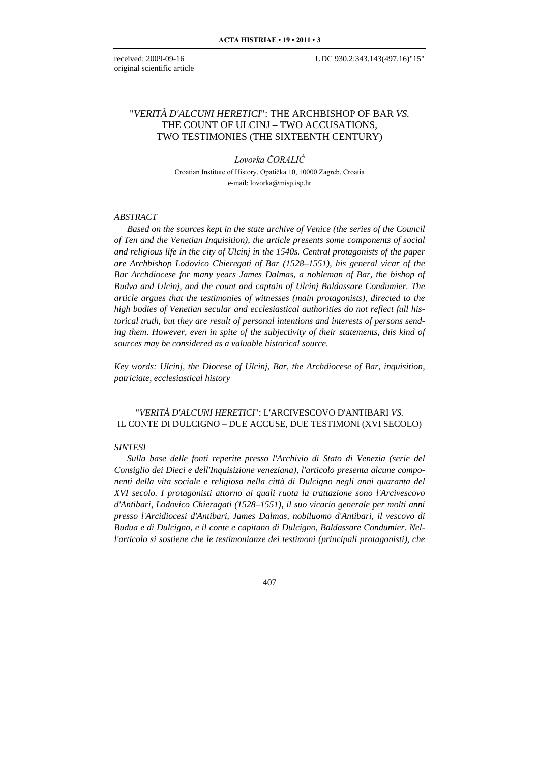received: 2009-09-16
original scientific article

UDC 930.2:343.143(497.16)"15"

# "*VERITÀ D'ALCUNI HERETICI*": THE ARCHBISHOP OF BAR *VS.* THE COUNT OF ULCINJ – TWO ACCUSATIONS, TWO TESTIMONIES (THE SIXTEENTH CENTURY)

*Lovorka ČORALIĆ*

Croatian Institute of History, Opatička 10, 10000 Zagreb, Croatia
e-mail: lovorka@misp.isp.hr

## *ABSTRACT*

*Based on the sources kept in the state archive of Venice (the series of the Council of Ten and the Venetian Inquisition), the article presents some components of social and religious life in the city of Ulcinj in the 1540s. Central protagonists of the paper are Archbishop Lodovico Chieregati of Bar (1528–1551), his general vicar of the Bar Archdiocese for many years James Dalmas, a nobleman of Bar, the bishop of Budva and Ulcinj, and the count and captain of Ulcinj Baldassare Condumier. The article argues that the testimonies of witnesses (main protagonists), directed to the high bodies of Venetian secular and ecclesiastical authorities do not reflect full historical truth, but they are result of personal intentions and interests of persons sending them. However, even in spite of the subjectivity of their statements, this kind of sources may be considered as a valuable historical source.*

*Key words: Ulcinj, the Diocese of Ulcinj, Bar, the Archdiocese of Bar, inquisition, patriciate, ecclesiastical history*

# "*VERITÀ D'ALCUNI HERETICI*": L'ARCIVESCOVO D'ANTIBARI *VS.* IL CONTE DI DULCIGNO – DUE ACCUSE, DUE TESTIMONI (XVI SECOLO)

## *SINTESI*

*Sulla base delle fonti reperite presso l'Archivio di Stato di Venezia (serie del Consiglio dei Dieci e dell'Inquisizione veneziana), l'articolo presenta alcune componenti della vita sociale e religiosa nella città di Dulcigno negli anni quaranta del XVI secolo. I protagonisti attorno ai quali ruota la trattazione sono l'Arcivescovo d'Antibari, Lodovico Chieragati (1528–1551), il suo vicario generale per molti anni presso l'Arcidiocesi d'Antibari, James Dalmas, nobiluomo d'Antibari, il vescovo di Budua e di Dulcigno, e il conte e capitano di Dulcigno, Baldassare Condumier. Nell'articolo si sostiene che le testimonianze dei testimoni (principali protagonisti), che*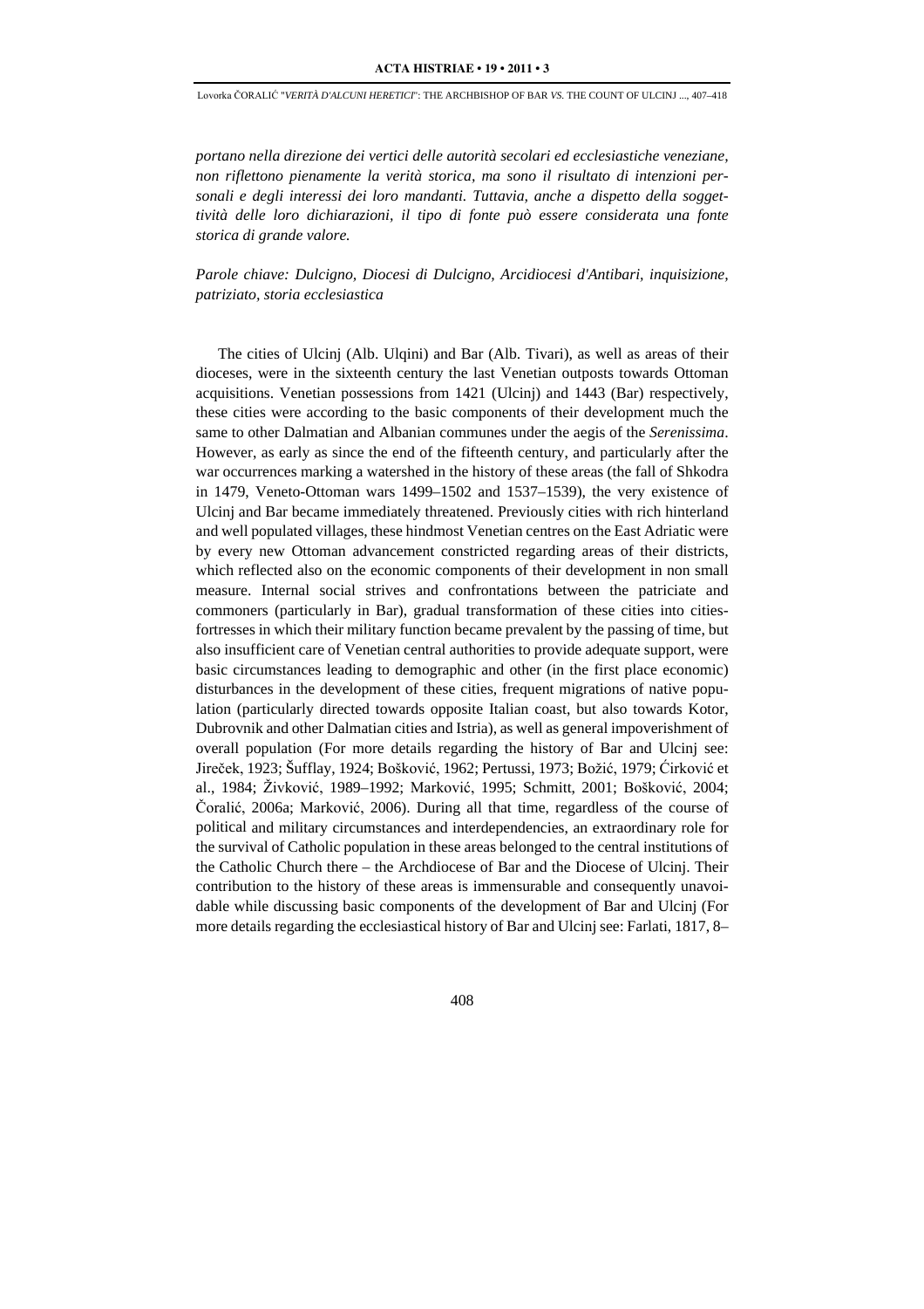*portano nella direzione dei vertici delle autorità secolari ed ecclesiastiche veneziane, non riflettono pienamente la verità storica, ma sono il risultato di intenzioni personali e degli interessi dei loro mandanti. Tuttavia, anche a dispetto della soggettività delle loro dichiarazioni, il tipo di fonte può essere considerata una fonte storica di grande valore.*

*Parole chiave: Dulcigno, Diocesi di Dulcigno, Arcidiocesi d'Antibari, inquisizione, patriziato, storia ecclesiastica*

The cities of Ulcinj (Alb. Ulqini) and Bar (Alb. Tivari), as well as areas of their dioceses, were in the sixteenth century the last Venetian outposts towards Ottoman acquisitions. Venetian possessions from 1421 (Ulcinj) and 1443 (Bar) respectively, these cities were according to the basic components of their development much the same to other Dalmatian and Albanian communes under the aegis of the *Serenissima*. However, as early as since the end of the fifteenth century, and particularly after the war occurrences marking a watershed in the history of these areas (the fall of Shkodra in 1479, Veneto-Ottoman wars 1499–1502 and 1537–1539), the very existence of Ulcinj and Bar became immediately threatened. Previously cities with rich hinterland and well populated villages, these hindmost Venetian centres on the East Adriatic were by every new Ottoman advancement constricted regarding areas of their districts, which reflected also on the economic components of their development in non small measure. Internal social strives and confrontations between the patriciate and commoners (particularly in Bar), gradual transformation of these cities into cities-fortresses in which their military function became prevalent by the passing of time, but also insufficient care of Venetian central authorities to provide adequate support, were basic circumstances leading to demographic and other (in the first place economic) disturbances in the development of these cities, frequent migrations of native population (particularly directed towards opposite Italian coast, but also towards Kotor, Dubrovnik and other Dalmatian cities and Istria), as well as general impoverishment of overall population (For more details regarding the history of Bar and Ulcinj see: Jireček, 1923; Šufflay, 1924; Bošković, 1962; Pertussi, 1973; Božić, 1979; Ćirković et al., 1984; Živković, 1989–1992; Marković, 1995; Schmitt, 2001; Bošković, 2004; Čoralić, 2006a; Marković, 2006). During all that time, regardless of the course of political and military circumstances and interdependencies, an extraordinary role for the survival of Catholic population in these areas belonged to the central institutions of the Catholic Church there – the Archdiocese of Bar and the Diocese of Ulcinj. Their contribution to the history of these areas is immensurable and consequently unavoidable while discussing basic components of the development of Bar and Ulcinj (For more details regarding the ecclesiastical history of Bar and Ulcinj see: Farlati, 1817, 8–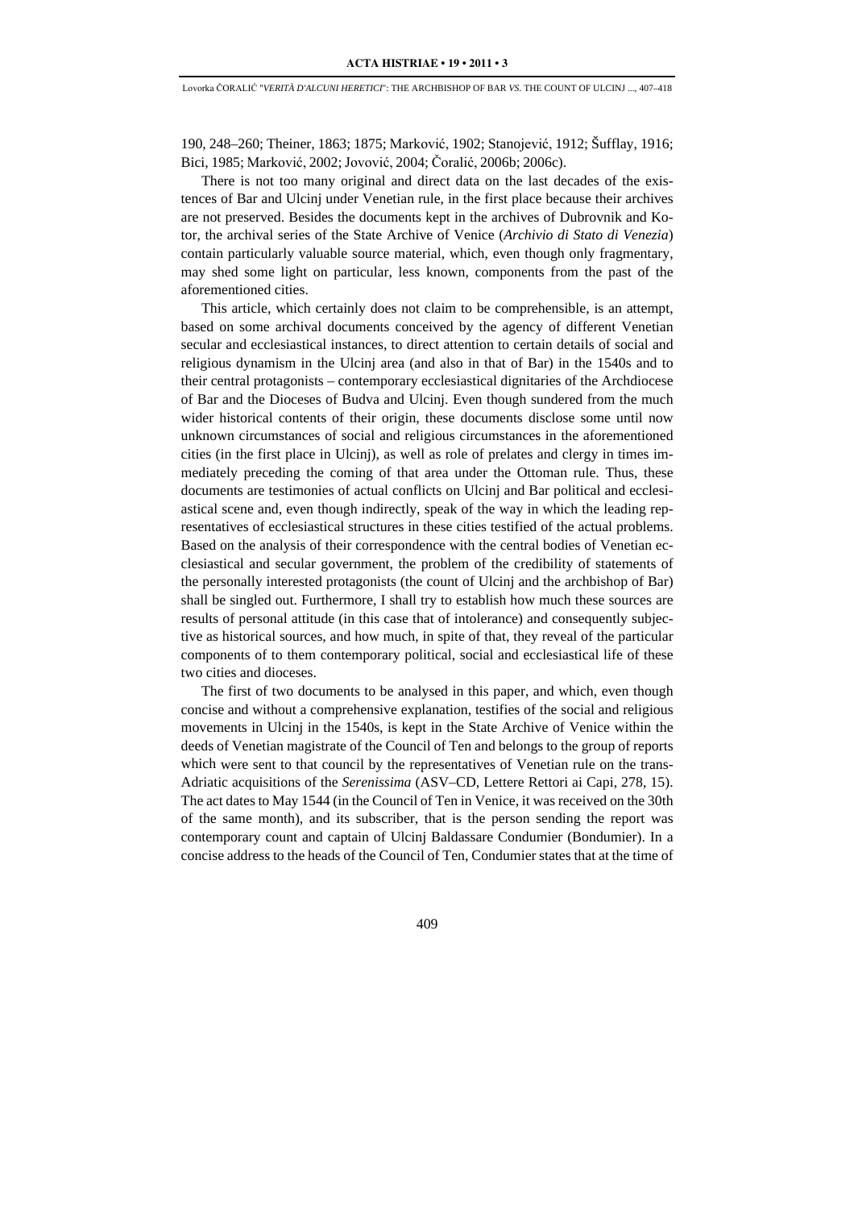190, 248–260; Theiner, 1863; 1875; Marković, 1902; Stanojević, 1912; Šufflay, 1916; Bici, 1985; Marković, 2002; Jovović, 2004; Čoralić, 2006b; 2006c).

There is not too many original and direct data on the last decades of the existences of Bar and Ulcinj under Venetian rule, in the first place because their archives are not preserved. Besides the documents kept in the archives of Dubrovnik and Kotor, the archival series of the State Archive of Venice (*Archivio di Stato di Venezia*) contain particularly valuable source material, which, even though only fragmentary, may shed some light on particular, less known, components from the past of the aforementioned cities.

This article, which certainly does not claim to be comprehensible, is an attempt, based on some archival documents conceived by the agency of different Venetian secular and ecclesiastical instances, to direct attention to certain details of social and religious dynamism in the Ulcinj area (and also in that of Bar) in the 1540s and to their central protagonists – contemporary ecclesiastical dignitaries of the Archdiocese of Bar and the Dioceses of Budva and Ulcinj. Even though sundered from the much wider historical contents of their origin, these documents disclose some until now unknown circumstances of social and religious circumstances in the aforementioned cities (in the first place in Ulcinj), as well as role of prelates and clergy in times immediately preceding the coming of that area under the Ottoman rule. Thus, these documents are testimonies of actual conflicts on Ulcinj and Bar political and ecclesiastical scene and, even though indirectly, speak of the way in which the leading representatives of ecclesiastical structures in these cities testified of the actual problems. Based on the analysis of their correspondence with the central bodies of Venetian ecclesiastical and secular government, the problem of the credibility of statements of the personally interested protagonists (the count of Ulcinj and the archbishop of Bar) shall be singled out. Furthermore, I shall try to establish how much these sources are results of personal attitude (in this case that of intolerance) and consequently subjective as historical sources, and how much, in spite of that, they reveal of the particular components of to them contemporary political, social and ecclesiastical life of these two cities and dioceses.

The first of two documents to be analysed in this paper, and which, even though concise and without a comprehensive explanation, testifies of the social and religious movements in Ulcinj in the 1540s, is kept in the State Archive of Venice within the deeds of Venetian magistrate of the Council of Ten and belongs to the group of reports which were sent to that council by the representatives of Venetian rule on the trans-Adriatic acquisitions of the *Serenissima* (ASV–CD, Lettere Rettori ai Capi, 278, 15). The act dates to May 1544 (in the Council of Ten in Venice, it was received on the 30th of the same month), and its subscriber, that is the person sending the report was contemporary count and captain of Ulcinj Baldassare Condumier (Bondumier). In a concise address to the heads of the Council of Ten, Condumier states that at the time of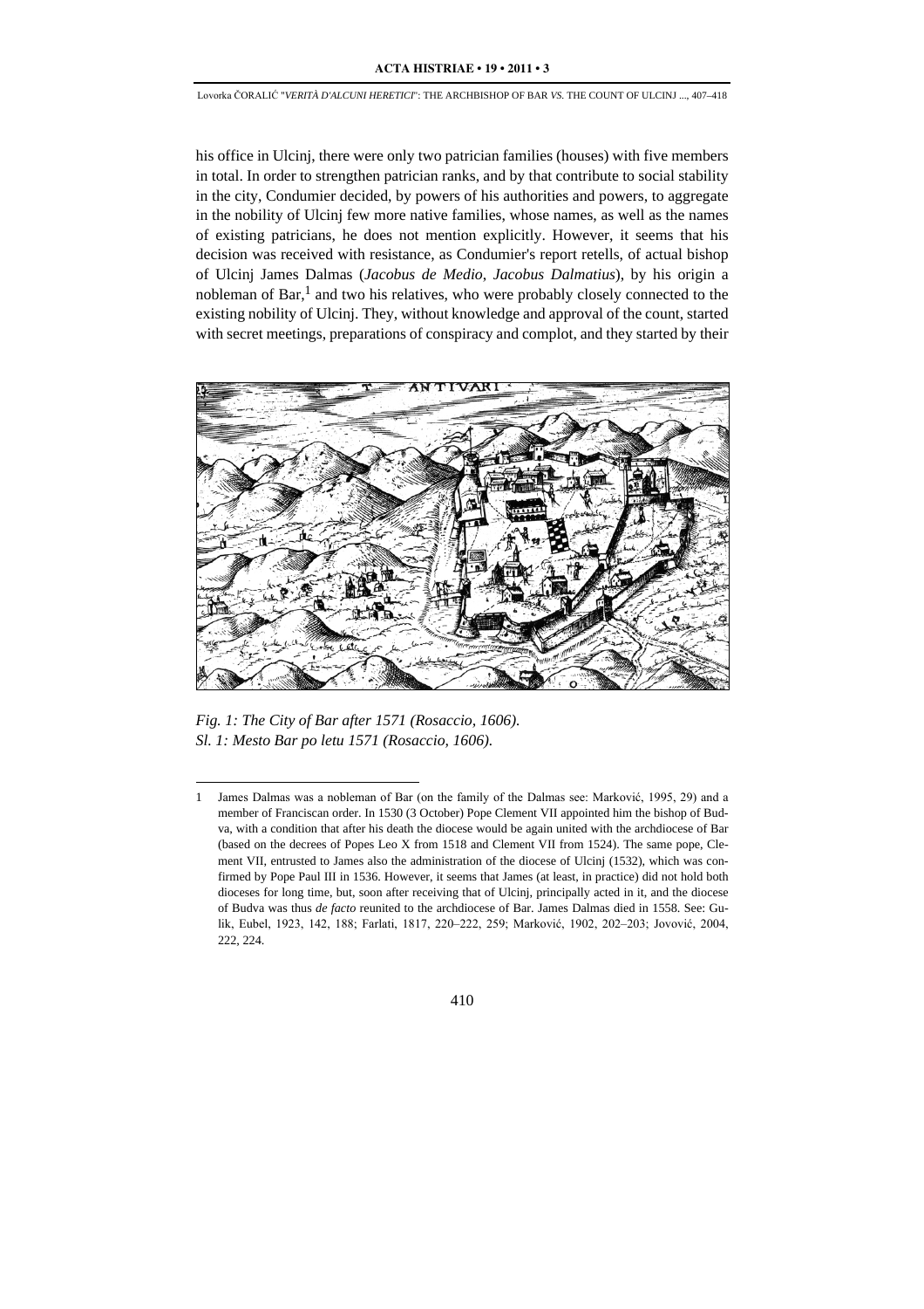his office in Ulcinj, there were only two patrician families (houses) with five members in total. In order to strengthen patrician ranks, and by that contribute to social stability in the city, Condumier decided, by powers of his authorities and powers, to aggregate in the nobility of Ulcinj few more native families, whose names, as well as the names of existing patricians, he does not mention explicitly. However, it seems that his decision was received with resistance, as Condumier's report retells, of actual bishop of Ulcinj James Dalmas (*Jacobus de Medio*, *Jacobus Dalmatius*), by his origin a nobleman of Bar,[1] and two his relatives, who were probably closely connected to the existing nobility of Ulcinj. They, without knowledge and approval of the count, started with secret meetings, preparations of conspiracy and complot, and they started by their

*Fig. 1: The City of Bar after 1571 (Rosaccio, 1606).*
*Sl. 1: Mesto Bar po letu 1571 (Rosaccio, 1606).*

---

1 James Dalmas was a nobleman of Bar (on the family of the Dalmas see: Marković, 1995, 29) and a member of Franciscan order. In 1530 (3 October) Pope Clement VII appointed him the bishop of Budva, with a condition that after his death the diocese would be again united with the archdiocese of Bar (based on the decrees of Popes Leo X from 1518 and Clement VII from 1524). The same pope, Clement VII, entrusted to James also the administration of the diocese of Ulcinj (1532), which was confirmed by Pope Paul III in 1536. However, it seems that James (at least, in practice) did not hold both dioceses for long time, but, soon after receiving that of Ulcinj, principally acted in it, and the diocese of Budva was thus *de facto* reunited to the archdiocese of Bar. James Dalmas died in 1558. See: Gulik, Eubel, 1923, 142, 188; Farlati, 1817, 220–222, 259; Marković, 1902, 202–203; Jovović, 2004, 222, 224.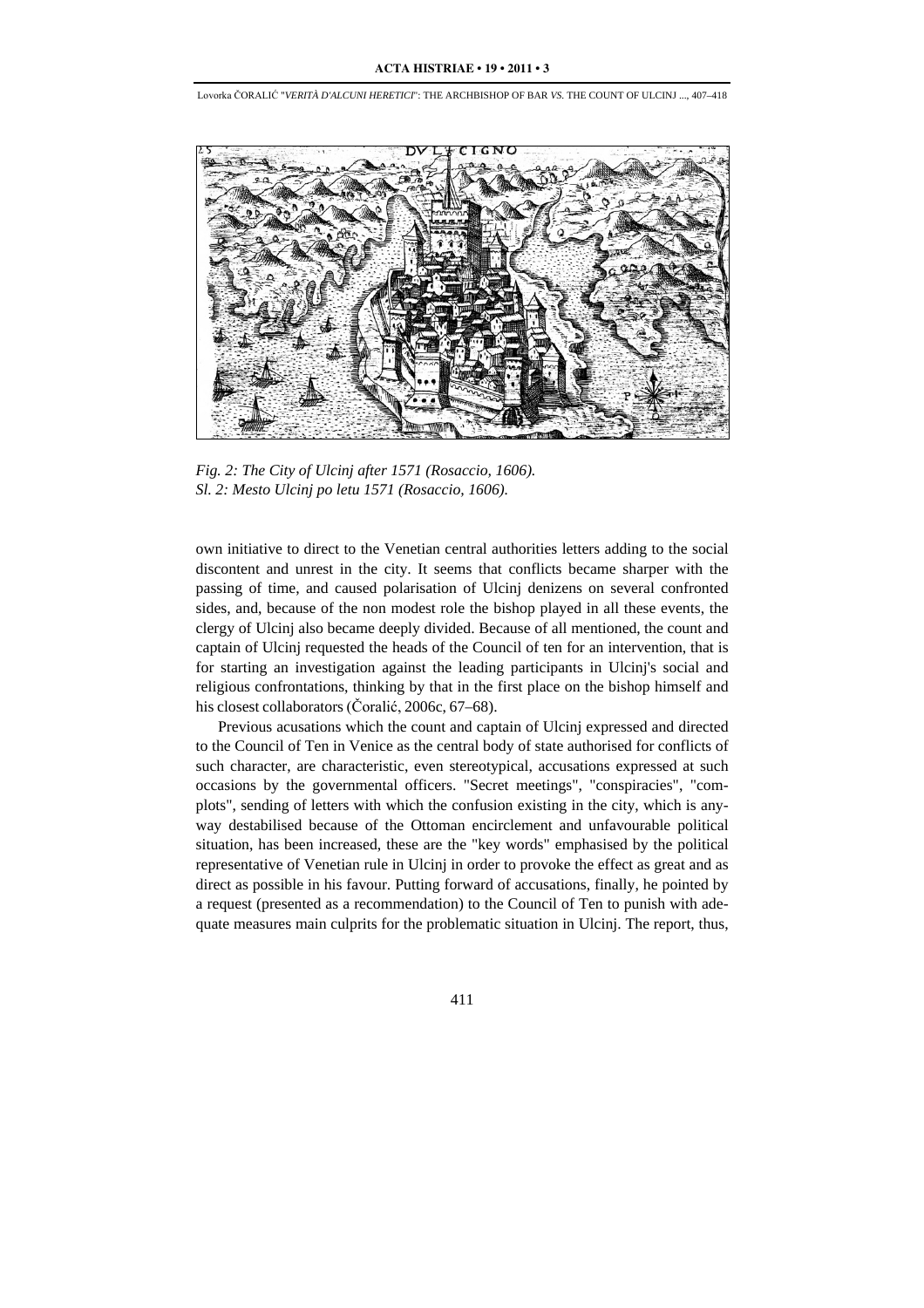*Fig. 2: The City of Ulcinj after 1571 (Rosaccio, 1606).*
*Sl. 2: Mesto Ulcinj po letu 1571 (Rosaccio, 1606).*

own initiative to direct to the Venetian central authorities letters adding to the social discontent and unrest in the city. It seems that conflicts became sharper with the passing of time, and caused polarisation of Ulcinj denizens on several confronted sides, and, because of the non modest role the bishop played in all these events, the clergy of Ulcinj also became deeply divided. Because of all mentioned, the count and captain of Ulcinj requested the heads of the Council of ten for an intervention, that is for starting an investigation against the leading participants in Ulcinj's social and religious confrontations, thinking by that in the first place on the bishop himself and his closest collaborators (Čoralić, 2006c, 67–68).

Previous acusations which the count and captain of Ulcinj expressed and directed to the Council of Ten in Venice as the central body of state authorised for conflicts of such character, are characteristic, even stereotypical, accusations expressed at such occasions by the governmental officers. "Secret meetings", "conspiracies", "complots", sending of letters with which the confusion existing in the city, which is anyway destabilised because of the Ottoman encirclement and unfavourable political situation, has been increased, these are the "key words" emphasised by the political representative of Venetian rule in Ulcinj in order to provoke the effect as great and as direct as possible in his favour. Putting forward of accusations, finally, he pointed by a request (presented as a recommendation) to the Council of Ten to punish with adequate measures main culprits for the problematic situation in Ulcinj. The report, thus,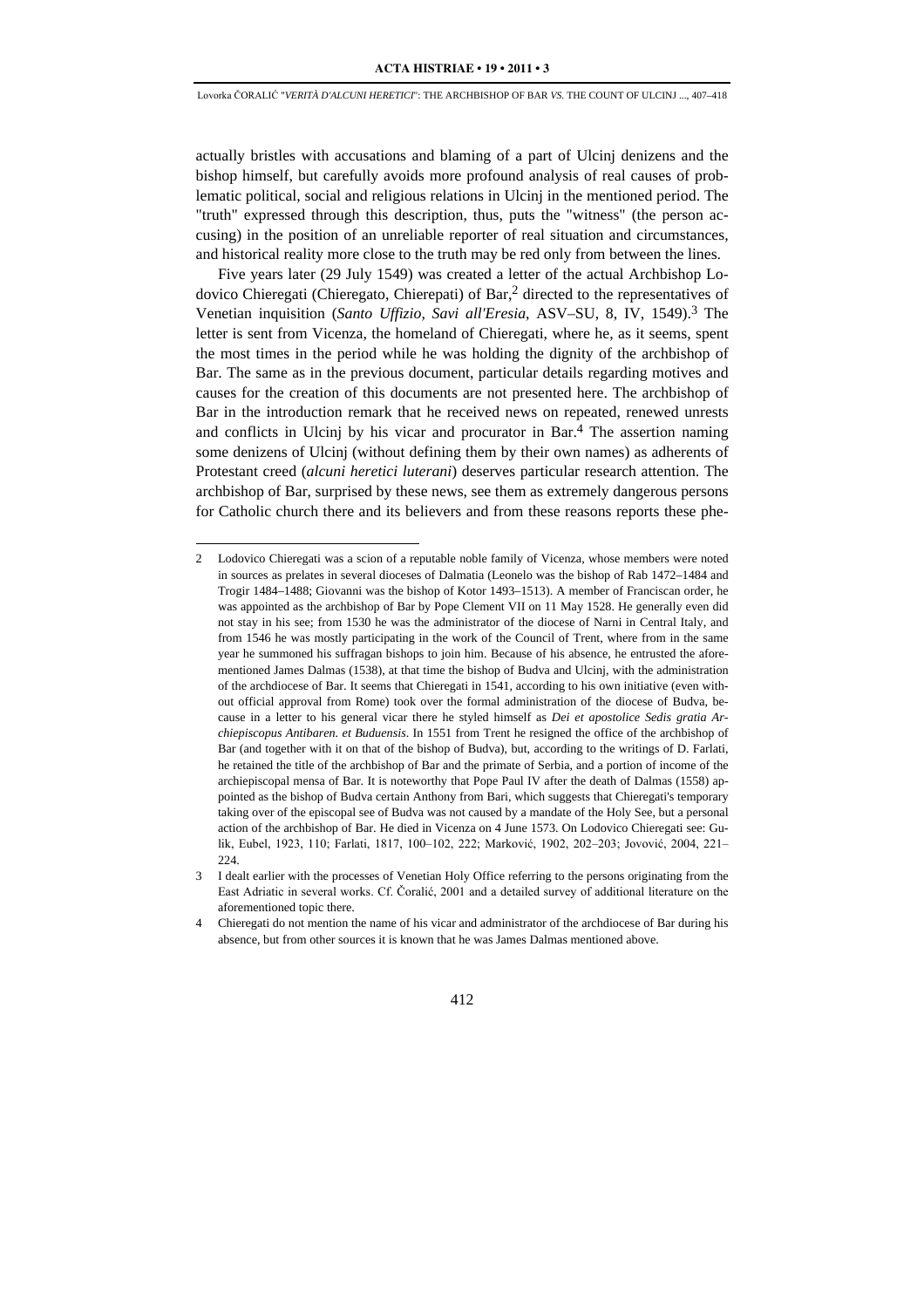actually bristles with accusations and blaming of a part of Ulcinj denizens and the bishop himself, but carefully avoids more profound analysis of real causes of problematic political, social and religious relations in Ulcinj in the mentioned period. The "truth" expressed through this description, thus, puts the "witness" (the person accusing) in the position of an unreliable reporter of real situation and circumstances, and historical reality more close to the truth may be red only from between the lines.

Five years later (29 July 1549) was created a letter of the actual Archbishop Lodovico Chieregati (Chieregato, Chierepati) of Bar,[2] directed to the representatives of Venetian inquisition (*Santo Uffizio, Savi all'Eresia*, ASV–SU, 8, IV, 1549).[3] The letter is sent from Vicenza, the homeland of Chieregati, where he, as it seems, spent the most times in the period while he was holding the dignity of the archbishop of Bar. The same as in the previous document, particular details regarding motives and causes for the creation of this documents are not presented here. The archbishop of Bar in the introduction remark that he received news on repeated, renewed unrests and conflicts in Ulcinj by his vicar and procurator in Bar.[4] The assertion naming some denizens of Ulcinj (without defining them by their own names) as adherents of Protestant creed (*alcuni heretici luterani*) deserves particular research attention. The archbishop of Bar, surprised by these news, see them as extremely dangerous persons for Catholic church there and its believers and from these reasons reports these phe-

---

2 Lodovico Chieregati was a scion of a reputable noble family of Vicenza, whose members were noted in sources as prelates in several dioceses of Dalmatia (Leonelo was the bishop of Rab 1472–1484 and Trogir 1484–1488; Giovanni was the bishop of Kotor 1493–1513). A member of Franciscan order, he was appointed as the archbishop of Bar by Pope Clement VII on 11 May 1528. He generally even did not stay in his see; from 1530 he was the administrator of the diocese of Narni in Central Italy, and from 1546 he was mostly participating in the work of the Council of Trent, where from in the same year he summoned his suffragan bishops to join him. Because of his absence, he entrusted the aforementioned James Dalmas (1538), at that time the bishop of Budva and Ulcinj, with the administration of the archdiocese of Bar. It seems that Chieregati in 1541, according to his own initiative (even without official approval from Rome) took over the formal administration of the diocese of Budva, because in a letter to his general vicar there he styled himself as *Dei et apostolice Sedis gratia Archiepiscopus Antibaren. et Buduensis*. In 1551 from Trent he resigned the office of the archbishop of Bar (and together with it on that of the bishop of Budva), but, according to the writings of D. Farlati, he retained the title of the archbishop of Bar and the primate of Serbia, and a portion of income of the archiepiscopal mensa of Bar. It is noteworthy that Pope Paul IV after the death of Dalmas (1558) appointed as the bishop of Budva certain Anthony from Bari, which suggests that Chieregati's temporary taking over of the episcopal see of Budva was not caused by a mandate of the Holy See, but a personal action of the archbishop of Bar. He died in Vicenza on 4 June 1573. On Lodovico Chieregati see: Gulik, Eubel, 1923, 110; Farlati, 1817, 100–102, 222; Marković, 1902, 202–203; Jovović, 2004, 221–224.

3 I dealt earlier with the processes of Venetian Holy Office referring to the persons originating from the East Adriatic in several works. Cf. Čoralić, 2001 and a detailed survey of additional literature on the aforementioned topic there.

4 Chieregati do not mention the name of his vicar and administrator of the archdiocese of Bar during his absence, but from other sources it is known that he was James Dalmas mentioned above.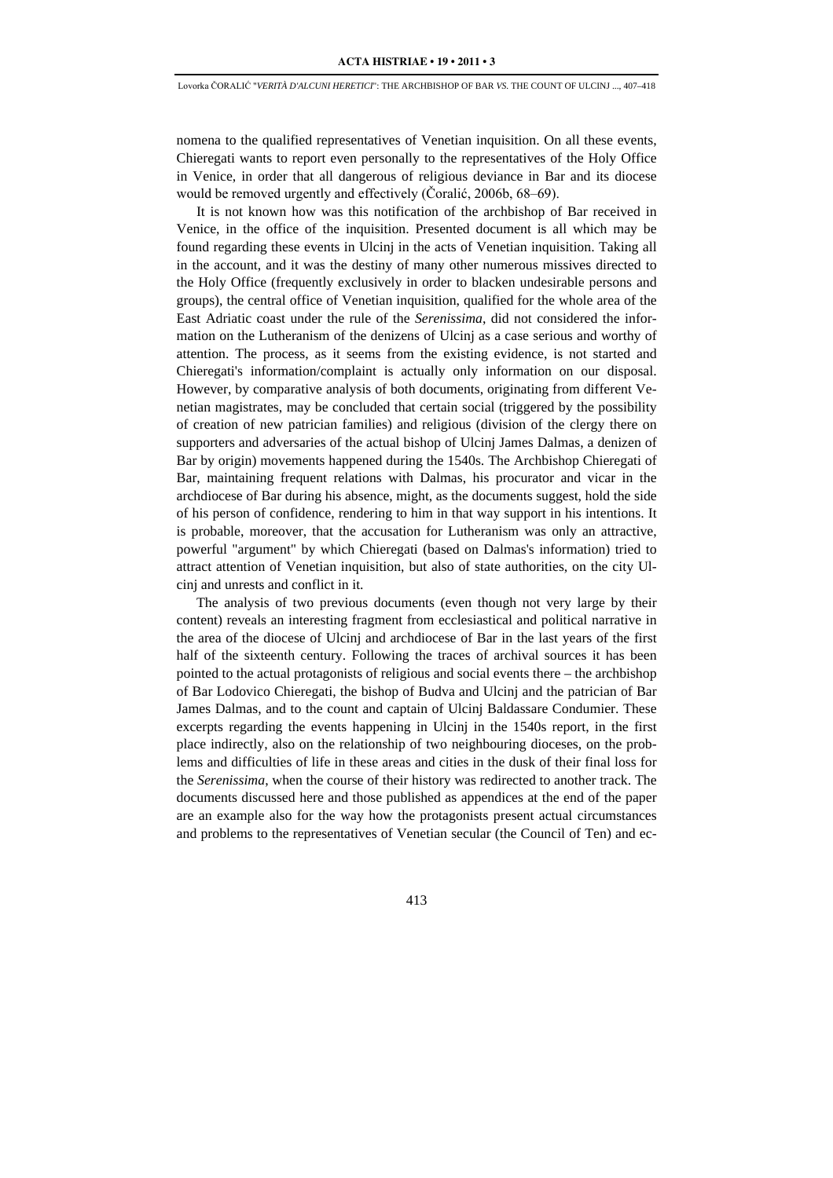nomena to the qualified representatives of Venetian inquisition. On all these events, Chieregati wants to report even personally to the representatives of the Holy Office in Venice, in order that all dangerous of religious deviance in Bar and its diocese would be removed urgently and effectively (Čoralić, 2006b, 68–69).

It is not known how was this notification of the archbishop of Bar received in Venice, in the office of the inquisition. Presented document is all which may be found regarding these events in Ulcinj in the acts of Venetian inquisition. Taking all in the account, and it was the destiny of many other numerous missives directed to the Holy Office (frequently exclusively in order to blacken undesirable persons and groups), the central office of Venetian inquisition, qualified for the whole area of the East Adriatic coast under the rule of the *Serenissima*, did not considered the information on the Lutheranism of the denizens of Ulcinj as a case serious and worthy of attention. The process, as it seems from the existing evidence, is not started and Chieregati's information/complaint is actually only information on our disposal. However, by comparative analysis of both documents, originating from different Venetian magistrates, may be concluded that certain social (triggered by the possibility of creation of new patrician families) and religious (division of the clergy there on supporters and adversaries of the actual bishop of Ulcinj James Dalmas, a denizen of Bar by origin) movements happened during the 1540s. The Archbishop Chieregati of Bar, maintaining frequent relations with Dalmas, his procurator and vicar in the archdiocese of Bar during his absence, might, as the documents suggest, hold the side of his person of confidence, rendering to him in that way support in his intentions. It is probable, moreover, that the accusation for Lutheranism was only an attractive, powerful "argument" by which Chieregati (based on Dalmas's information) tried to attract attention of Venetian inquisition, but also of state authorities, on the city Ulcinj and unrests and conflict in it.

The analysis of two previous documents (even though not very large by their content) reveals an interesting fragment from ecclesiastical and political narrative in the area of the diocese of Ulcinj and archdiocese of Bar in the last years of the first half of the sixteenth century. Following the traces of archival sources it has been pointed to the actual protagonists of religious and social events there – the archbishop of Bar Lodovico Chieregati, the bishop of Budva and Ulcinj and the patrician of Bar James Dalmas, and to the count and captain of Ulcinj Baldassare Condumier. These excerpts regarding the events happening in Ulcinj in the 1540s report, in the first place indirectly, also on the relationship of two neighbouring dioceses, on the problems and difficulties of life in these areas and cities in the dusk of their final loss for the *Serenissima*, when the course of their history was redirected to another track. The documents discussed here and those published as appendices at the end of the paper are an example also for the way how the protagonists present actual circumstances and problems to the representatives of Venetian secular (the Council of Ten) and ec-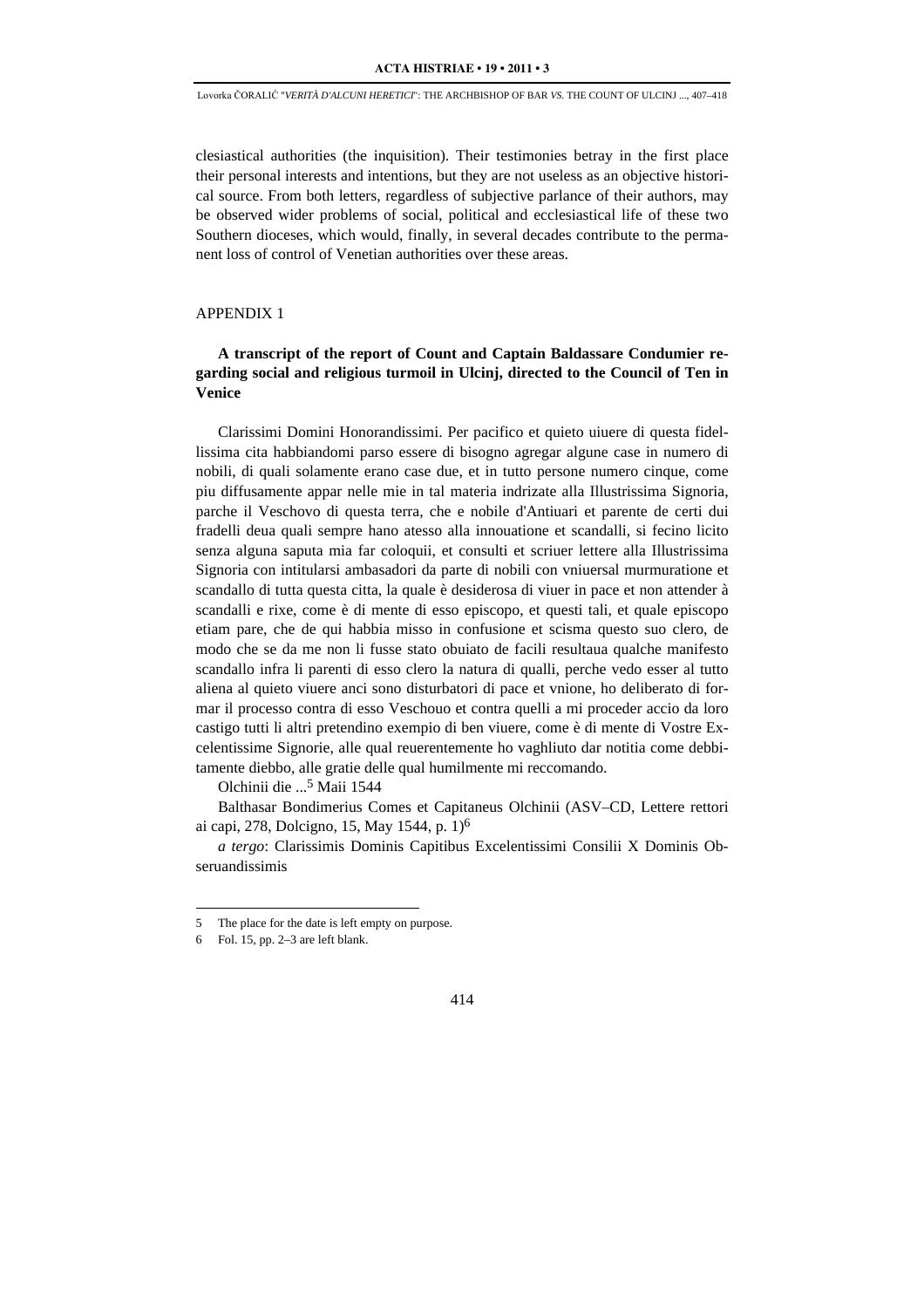clesiastical authorities (the inquisition). Their testimonies betray in the first place their personal interests and intentions, but they are not useless as an objective historical source. From both letters, regardless of subjective parlance of their authors, may be observed wider problems of social, political and ecclesiastical life of these two Southern dioceses, which would, finally, in several decades contribute to the permanent loss of control of Venetian authorities over these areas.

## APPENDIX 1

### A transcript of the report of Count and Captain Baldassare Condumier regarding social and religious turmoil in Ulcinj, directed to the Council of Ten in Venice

Clarissimi Domini Honorandissimi. Per pacifico et quieto uiuere di questa fidellissima cita habbiandomi parso essere di bisogno agregar algune case in numero di nobili, di quali solamente erano case due, et in tutto persone numero cinque, come piu diffusamente appar nelle mie in tal materia indrizate alla Illustrissima Signoria, parche il Veschovo di questa terra, che e nobile d'Antiuari et parente de certi dui fradelli deua quali sempre hano atesso alla innouatione et scandalli, si fecino licito senza alguna saputa mia far coloquii, et consulti et scriuer lettere alla Illustrissima Signoria con intitularsi ambasadori da parte di nobili con vniuersal murmuratione et scandallo di tutta questa citta, la quale è desiderosa di viuer in pace et non attender à scandalli e rixe, come è di mente di esso episcopo, et questi tali, et quale episcopo etiam pare, che de qui habbia misso in confusione et scisma questo suo clero, de modo che se da me non li fusse stato obuiato de facili resultaua qualche manifesto scandallo infra li parenti di esso clero la natura di qualli, perche vedo esser al tutto aliena al quieto viuere anci sono disturbatori di pace et vnione, ho deliberato di formar il processo contra di esso Veschouo et contra quelli a mi proceder accio da loro castigo tutti li altri pretendino exempio di ben viuere, come è di mente di Vostre Excelentissime Signorie, alle qual reuerentemente ho vaghliuto dar notitia come debbitamente diebbo, alle gratie delle qual humilmente mi reccomando.

Olchinii die ...[5] Maii 1544

Balthasar Bondimerius Comes et Capitaneus Olchinii (ASV–CD, Lettere rettori ai capi, 278, Dolcigno, 15, May 1544, p. 1)[6]

*a tergo*: Clarissimis Dominis Capitibus Excelentissimi Consilii X Dominis Obseruandissimis

---

5 The place for the date is left empty on purpose.

6 Fol. 15, pp. 2–3 are left blank.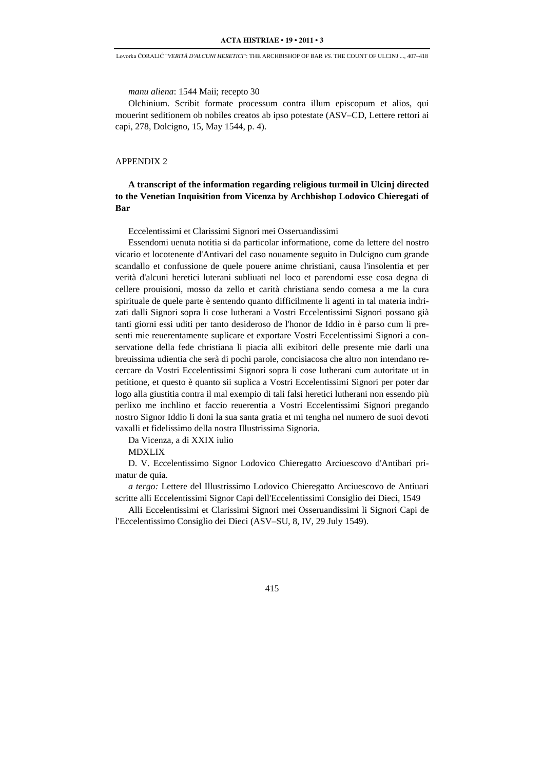*manu aliena*: 1544 Maii; recepto 30

Olchinium. Scribit formate processum contra illum episcopum et alios, qui mouerint seditionem ob nobiles creatos ab ipso potestate (ASV–CD, Lettere rettori ai capi, 278, Dolcigno, 15, May 1544, p. 4).

## APPENDIX 2

**A transcript of the information regarding religious turmoil in Ulcinj directed to the Venetian Inquisition from Vicenza by Archbishop Lodovico Chieregati of Bar**

Eccelentissimi et Clarissimi Signori mei Osseruandissimi

Essendomi uenuta notitia si da particolar informatione, come da lettere del nostro vicario et locotenente d'Antivari del caso nouamente seguito in Dulcigno cum grande scandallo et confussione de quele pouere anime christiani, causa l'insolentia et per verità d'alcuni heretici luterani subliuati nel loco et parendomi esse cosa degna di cellere prouisioni, mosso da zello et carità christiana sendo comesa a me la cura spirituale de quele parte è sentendo quanto difficilmente li agenti in tal materia indrizati dalli Signori sopra li cose lutherani a Vostri Eccelentissimi Signori possano già tanti giorni essi uditi per tanto desideroso de l'honor de Iddio in è parso cum li presenti mie reuerentamente suplicare et exportare Vostri Eccelentissimi Signori a conservatione della fede christiana li piacia alli exibitori delle presente mie darli una breuissima udientia che serà di pochi parole, concisiacosa che altro non intendano recercare da Vostri Eccelentissimi Signori sopra li cose lutherani cum autoritate ut in petitione, et questo è quanto sii suplica a Vostri Eccelentissimi Signori per poter dar logo alla giustitia contra il mal exempio di tali falsi heretici lutherani non essendo più perlixo me inchlino et faccio reuerentia a Vostri Eccelentissimi Signori pregando nostro Signor Iddio li doni la sua santa gratia et mi tengha nel numero de suoi devoti vaxalli et fidelissimo della nostra Illustrissima Signoria.

Da Vicenza, a di XXIX iulio

MDXLIX

D. V. Eccelentissimo Signor Lodovico Chieregatto Arciuescovo d'Antibari primatur de quia.

*a tergo:* Lettere del Illustrissimo Lodovico Chieregatto Arciuescovo de Antiuari scritte alli Eccelentissimi Signor Capi dell'Eccelentissimi Consiglio dei Dieci, 1549

Alli Eccelentissimi et Clarissimi Signori mei Osseruandissimi li Signori Capi de l'Eccelentissimo Consiglio dei Dieci (ASV–SU, 8, IV, 29 July 1549).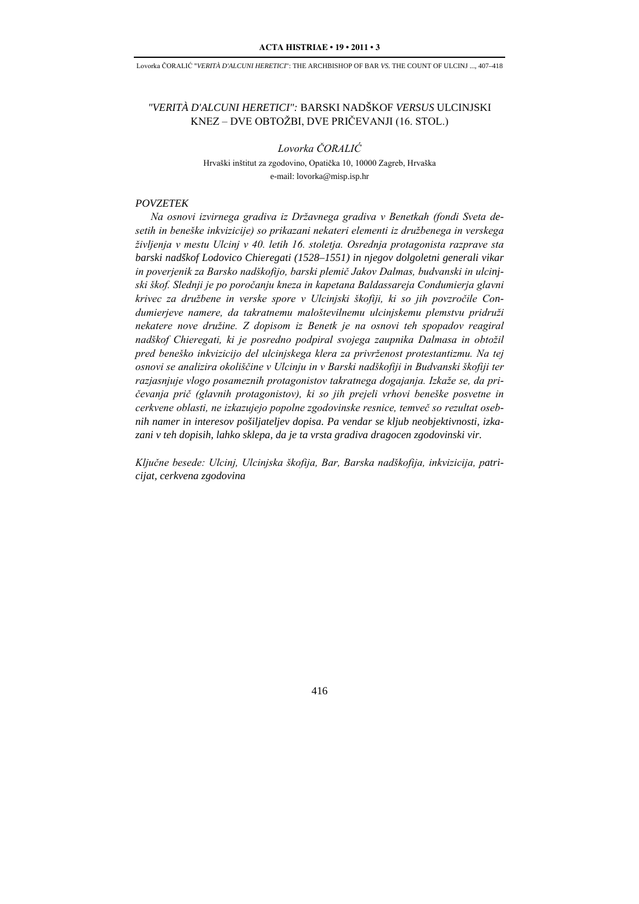# *"VERITÀ D'ALCUNI HERETICI":* BARSKI NADŠKOF *VERSUS* ULCINJSKI KNEZ – DVE OBTOŽBI, DVE PRIČEVANJI (16. STOL.)

*Lovorka ČORALIĆ*

Hrvaški inštitut za zgodovino, Opatička 10, 10000 Zagreb, Hrvaška
e-mail: lovorka@misp.isp.hr

## *POVZETEK*

*Na osnovi izvirnega gradiva iz Državnega gradiva v Benetkah (fondi Sveta desetih in beneške inkvizicije) so prikazani nekateri elementi iz družbenega in verskega življenja v mestu Ulcinj v 40. letih 16. stoletja. Osrednja protagonista razprave sta barski nadškof Lodovico Chieregati (1528–1551) in njegov dolgoletni generali vikar in poverjenik za Barsko nadškofijo, barski plemič Jakov Dalmas, budvanski in ulcinjski škof. Slednji je po poročanju kneza in kapetana Baldassareja Condumierja glavni krivec za družbene in verske spore v Ulcinjski škofiji, ki so jih povzročile Condumierjeve namere, da takratnemu maloštevilnemu ulcinjskemu plemstvu pridruži nekatere nove družine. Z dopisom iz Benetk je na osnovi teh spopadov reagiral nadškof Chieregati, ki je posredno podpiral svojega zaupnika Dalmasa in obtožil pred beneško inkvizicijo del ulcinjskega klera za privrženost protestantizmu. Na tej osnovi se analizira okoliščine v Ulcinju in v Barski nadškofiji in Budvanski škofiji ter razjasnjuje vlogo posameznih protagonistov takratnega dogajanja. Izkaže se, da pričevanja prič (glavnih protagonistov), ki so jih prejeli vrhovi beneške posvetne in cerkvene oblasti, ne izkazujejo popolne zgodovinske resnice, temveč so rezultat osebnih namer in interesov pošiljateljev dopisa. Pa vendar se kljub neobjektivnosti, izkazani v teh dopisih, lahko sklepa, da je ta vrsta gradiva dragocen zgodovinski vir.*

*Ključne besede: Ulcinj, Ulcinjska škofija, Bar, Barska nadškofija, inkvizicija, patricijat, cerkvena zgodovina*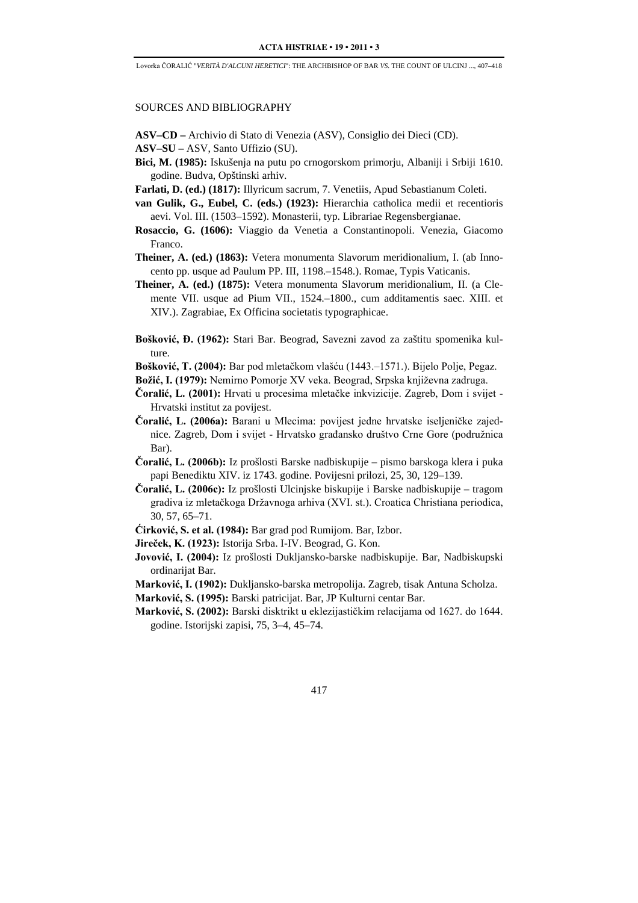## SOURCES AND BIBLIOGRAPHY

**ASV–CD –** Archivio di Stato di Venezia (ASV), Consiglio dei Dieci (CD).

**ASV–SU –** ASV, Santo Uffizio (SU).

**Bici, M. (1985):** Iskušenja na putu po crnogorskom primorju, Albaniji i Srbiji 1610. godine. Budva, Opštinski arhiv.

**Farlati, D. (ed.) (1817):** Illyricum sacrum, 7. Venetiis, Apud Sebastianum Coleti.

**van Gulik, G., Eubel, C. (eds.) (1923):** Hierarchia catholica medii et recentioris aevi. Vol. III. (1503–1592). Monasterii, typ. Librariae Regensbergianae.

**Rosaccio, G. (1606):** Viaggio da Venetia a Constantinopoli. Venezia, Giacomo Franco.

**Theiner, A. (ed.) (1863):** Vetera monumenta Slavorum meridionalium, I. (ab Innocento pp. usque ad Paulum PP. III, 1198.–1548.). Romae, Typis Vaticanis.

**Theiner, A. (ed.) (1875):** Vetera monumenta Slavorum meridionalium, II. (a Clemente VII. usque ad Pium VII., 1524.–1800., cum additamentis saec. XIII. et XIV.). Zagrabiae, Ex Officina societatis typographicae.

**Bošković, Đ. (1962):** Stari Bar. Beograd, Savezni zavod za zaštitu spomenika kulture.

**Bošković, T. (2004):** Bar pod mletačkom vlašću (1443.–1571.). Bijelo Polje, Pegaz.

**Božić, I. (1979):** Nemirno Pomorje XV veka. Beograd, Srpska književna zadruga.

**Čoralić, L. (2001):** Hrvati u procesima mletačke inkvizicije. Zagreb, Dom i svijet - Hrvatski institut za povijest.

**Čoralić, L. (2006a):** Barani u Mlecima: povijest jedne hrvatske iseljeničke zajednice. Zagreb, Dom i svijet - Hrvatsko građansko društvo Crne Gore (podružnica Bar).

**Čoralić, L. (2006b):** Iz prošlosti Barske nadbiskupije – pismo barskoga klera i puka papi Benediktu XIV. iz 1743. godine. Povijesni prilozi, 25, 30, 129–139.

**Čoralić, L. (2006c):** Iz prošlosti Ulcinjske biskupije i Barske nadbiskupije – tragom gradiva iz mletačkoga Državnoga arhiva (XVI. st.). Croatica Christiana periodica, 30, 57, 65–71.

**Ćirković, S. et al. (1984):** Bar grad pod Rumijom. Bar, Izbor.

**Jireček, K. (1923):** Istorija Srba. I-IV. Beograd, G. Kon.

**Jovović, I. (2004):** Iz prošlosti Dukljansko-barske nadbiskupije. Bar, Nadbiskupski ordinarijat Bar.

**Marković, I. (1902):** Dukljansko-barska metropolija. Zagreb, tisak Antuna Scholza.

**Marković, S. (1995):** Barski patricijat. Bar, JP Kulturni centar Bar.

**Marković, S. (2002):** Barski disktrikt u eklezijastičkim relacijama od 1627. do 1644. godine. Istorijski zapisi, 75, 3–4, 45–74.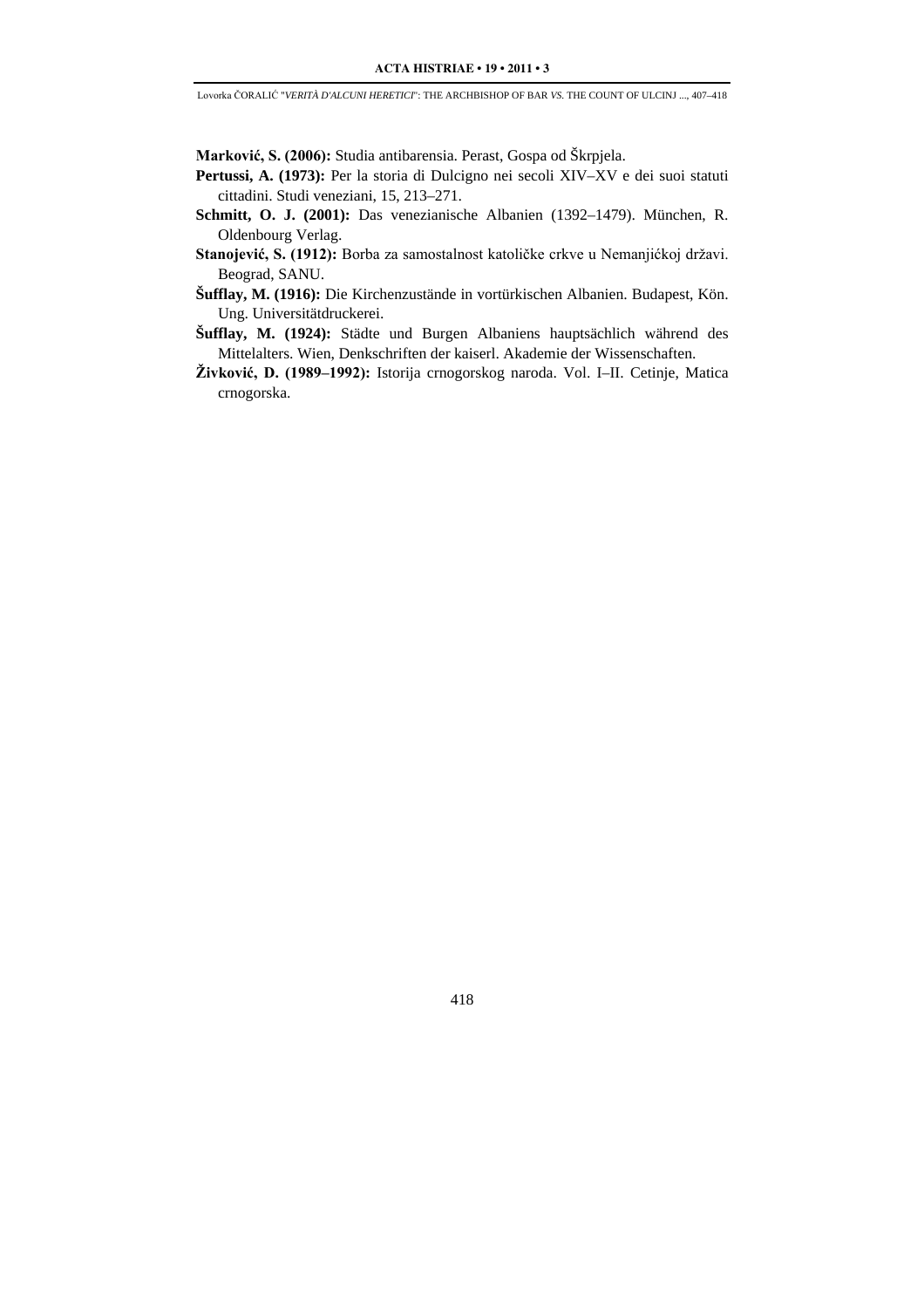**Marković, S. (2006):** Studia antibarensia. Perast, Gospa od Škrpjela.

**Pertussi, A. (1973):** Per la storia di Dulcigno nei secoli XIV–XV e dei suoi statuti cittadini. Studi veneziani, 15, 213–271.

**Schmitt, O. J. (2001):** Das venezianische Albanien (1392–1479). München, R. Oldenbourg Verlag.

**Stanojević, S. (1912):** Borba za samostalnost katoličke crkve u Nemanjićkoj državi. Beograd, SANU.

**Šufflay, M. (1916):** Die Kirchenzustände in vortürkischen Albanien. Budapest, Kön. Ung. Universitätdruckerei.

**Šufflay, M. (1924):** Städte und Burgen Albaniens hauptsächlich während des Mittelalters. Wien, Denkschriften der kaiserl. Akademie der Wissenschaften.

**Živković, D. (1989–1992):** Istorija crnogorskog naroda. Vol. I–II. Cetinje, Matica crnogorska.